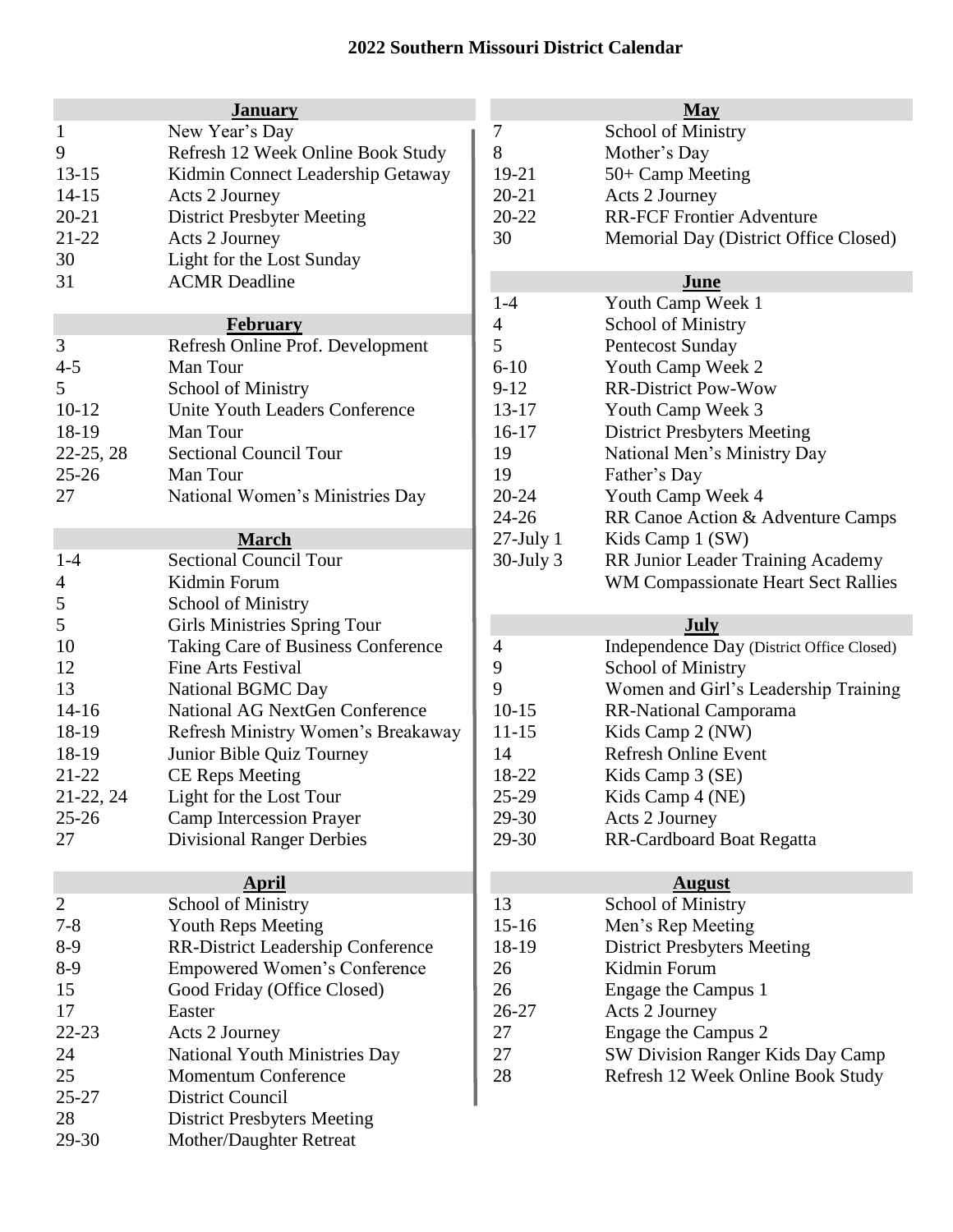# 2022 Southern Missouri District Calendar

## January

| | |
|---|---|
| 1 | New Year's Day |
| 9 | Refresh 12 Week Online Book Study |
| 13-15 | Kidmin Connect Leadership Getaway |
| 14-15 | Acts 2 Journey |
| 20-21 | District Presbyter Meeting |
| 21-22 | Acts 2 Journey |
| 30 | Light for the Lost Sunday |
| 31 | ACMR Deadline |

## February

| | |
|---|---|
| 3 | Refresh Online Prof. Development |
| 4-5 | Man Tour |
| 5 | School of Ministry |
| 10-12 | Unite Youth Leaders Conference |
| 18-19 | Man Tour |
| 22-25, 28 | Sectional Council Tour |
| 25-26 | Man Tour |
| 27 | National Women's Ministries Day |

## March

| | |
|---|---|
| 1-4 | Sectional Council Tour |
| 4 | Kidmin Forum |
| 5 | School of Ministry |
| 5 | Girls Ministries Spring Tour |
| 10 | Taking Care of Business Conference |
| 12 | Fine Arts Festival |
| 13 | National BGMC Day |
| 14-16 | National AG NextGen Conference |
| 18-19 | Refresh Ministry Women's Breakaway |
| 18-19 | Junior Bible Quiz Tourney |
| 21-22 | CE Reps Meeting |
| 21-22, 24 | Light for the Lost Tour |
| 25-26 | Camp Intercession Prayer |
| 27 | Divisional Ranger Derbies |

## April

| | |
|---|---|
| 2 | School of Ministry |
| 7-8 | Youth Reps Meeting |
| 8-9 | RR-District Leadership Conference |
| 8-9 | Empowered Women's Conference |
| 15 | Good Friday (Office Closed) |
| 17 | Easter |
| 22-23 | Acts 2 Journey |
| 24 | National Youth Ministries Day |
| 25 | Momentum Conference |
| 25-27 | District Council |
| 28 | District Presbyters Meeting |
| 29-30 | Mother/Daughter Retreat |

## May

| | |
|---|---|
| 7 | School of Ministry |
| 8 | Mother's Day |
| 19-21 | 50+ Camp Meeting |
| 20-21 | Acts 2 Journey |
| 20-22 | RR-FCF Frontier Adventure |
| 30 | Memorial Day (District Office Closed) |

## June

| | |
|---|---|
| 1-4 | Youth Camp Week 1 |
| 4 | School of Ministry |
| 5 | Pentecost Sunday |
| 6-10 | Youth Camp Week 2 |
| 9-12 | RR-District Pow-Wow |
| 13-17 | Youth Camp Week 3 |
| 16-17 | District Presbyters Meeting |
| 19 | National Men's Ministry Day |
| 19 | Father's Day |
| 20-24 | Youth Camp Week 4 |
| 24-26 | RR Canoe Action & Adventure Camps |
| 27-July 1 | Kids Camp 1 (SW) |
| 30-July 3 | RR Junior Leader Training Academy |
| | WM Compassionate Heart Sect Rallies |

## July

| | |
|---|---|
| 4 | Independence Day (District Office Closed) |
| 9 | School of Ministry |
| 9 | Women and Girl's Leadership Training |
| 10-15 | RR-National Camporama |
| 11-15 | Kids Camp 2 (NW) |
| 14 | Refresh Online Event |
| 18-22 | Kids Camp 3 (SE) |
| 25-29 | Kids Camp 4 (NE) |
| 29-30 | Acts 2 Journey |
| 29-30 | RR-Cardboard Boat Regatta |

## August

| | |
|---|---|
| 13 | School of Ministry |
| 15-16 | Men's Rep Meeting |
| 18-19 | District Presbyters Meeting |
| 26 | Kidmin Forum |
| 26 | Engage the Campus 1 |
| 26-27 | Acts 2 Journey |
| 27 | Engage the Campus 2 |
| 27 | SW Division Ranger Kids Day Camp |
| 28 | Refresh 12 Week Online Book Study |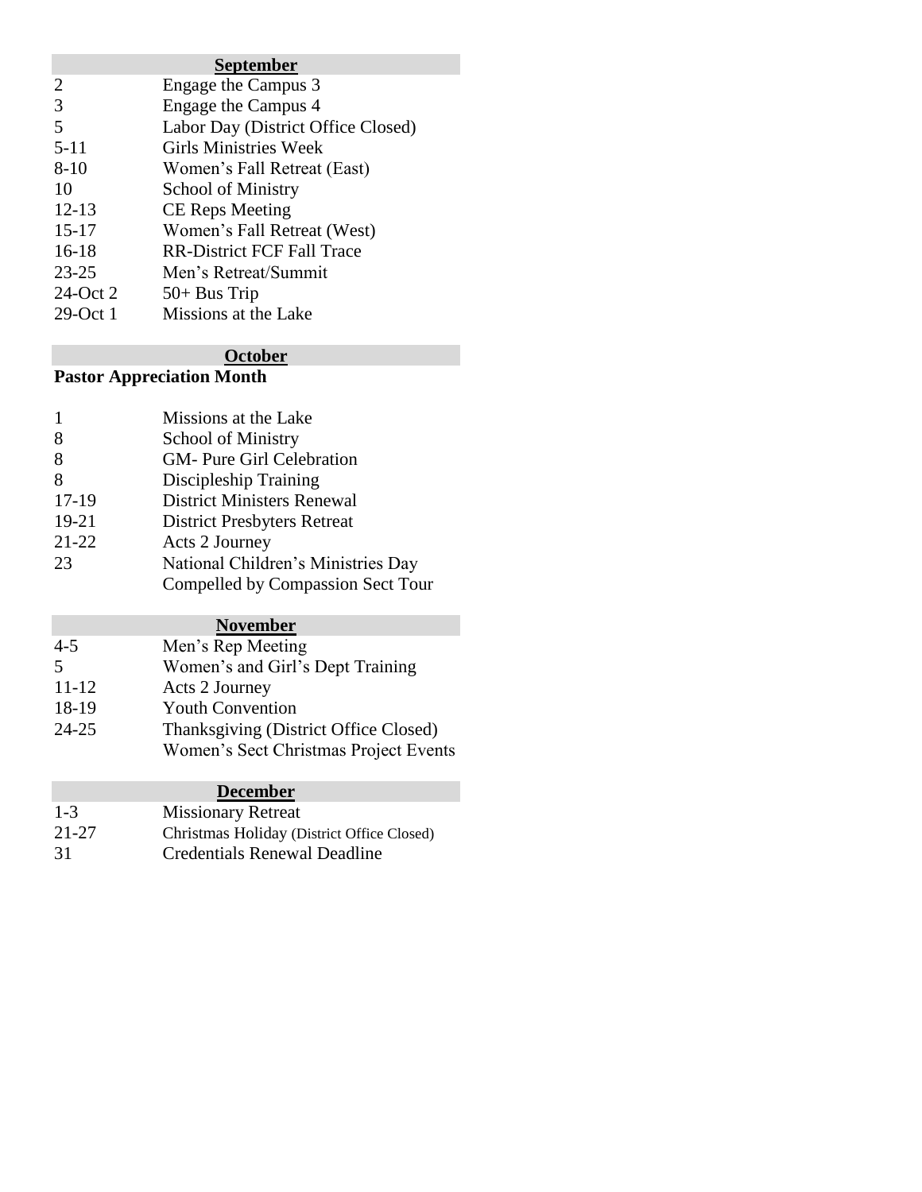## September

| | |
|---|---|
| 2 | Engage the Campus 3 |
| 3 | Engage the Campus 4 |
| 5 | Labor Day (District Office Closed) |
| 5-11 | Girls Ministries Week |
| 8-10 | Women's Fall Retreat (East) |
| 10 | School of Ministry |
| 12-13 | CE Reps Meeting |
| 15-17 | Women's Fall Retreat (West) |
| 16-18 | RR-District FCF Fall Trace |
| 23-25 | Men's Retreat/Summit |
| 24-Oct 2 | 50+ Bus Trip |
| 29-Oct 1 | Missions at the Lake |

## October

**Pastor Appreciation Month**

| | |
|---|---|
| 1 | Missions at the Lake |
| 8 | School of Ministry |
| 8 | GM- Pure Girl Celebration |
| 8 | Discipleship Training |
| 17-19 | District Ministers Renewal |
| 19-21 | District Presbyters Retreat |
| 21-22 | Acts 2 Journey |
| 23 | National Children's Ministries Day |
| | Compelled by Compassion Sect Tour |

## November

| | |
|---|---|
| 4-5 | Men's Rep Meeting |
| 5 | Women's and Girl's Dept Training |
| 11-12 | Acts 2 Journey |
| 18-19 | Youth Convention |
| 24-25 | Thanksgiving (District Office Closed) |
| | Women's Sect Christmas Project Events |

## December

| | |
|---|---|
| 1-3 | Missionary Retreat |
| 21-27 | Christmas Holiday (District Office Closed) |
| 31 | Credentials Renewal Deadline |